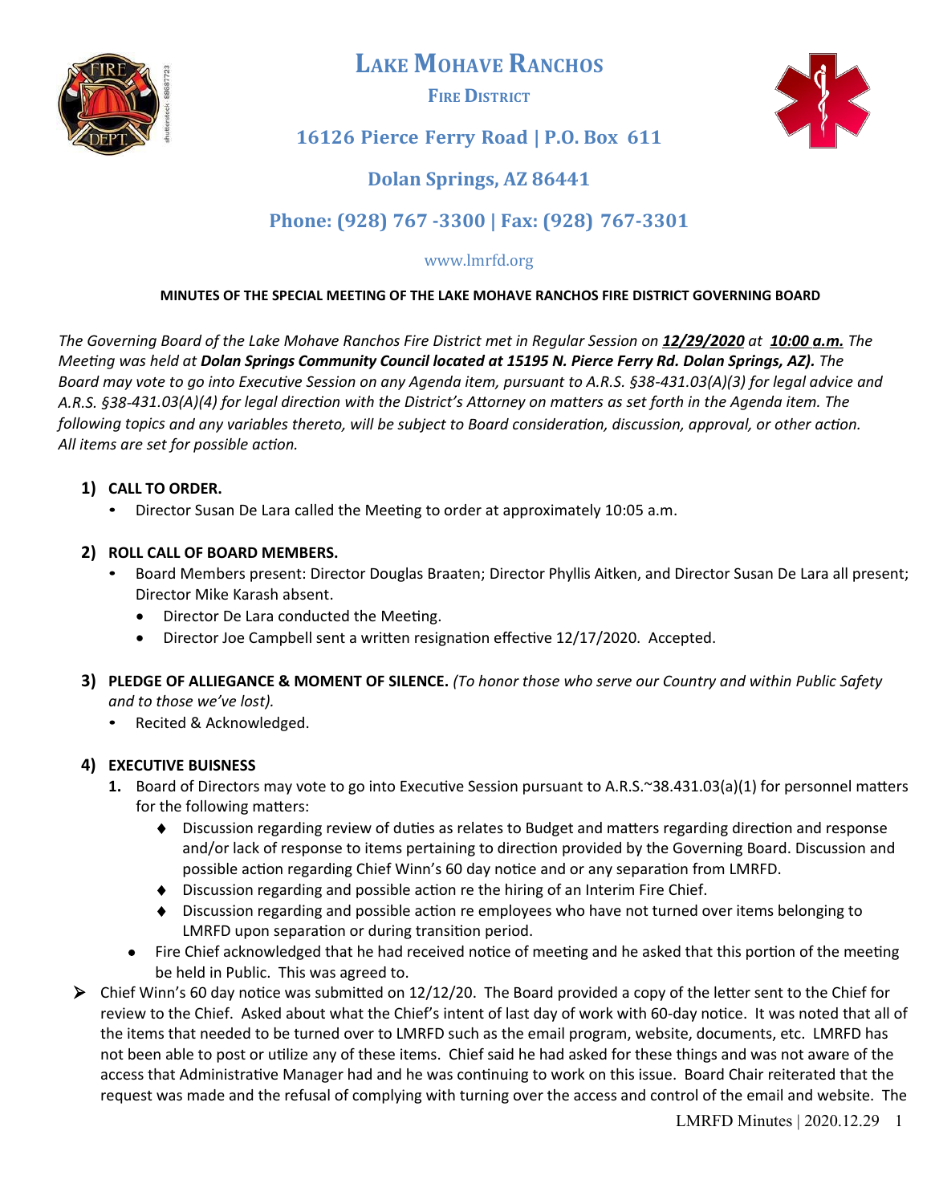# Lake Mohave Ranchos

## Fire District

### 16126 Pierce Ferry Road | P.O. Box 611

### Dolan Springs, AZ 86441

### Phone: (928) 767 -3300 | Fax: (928) 767-3301

www.lmrfd.org

**MINUTES OF THE SPECIAL MEETING OF THE LAKE MOHAVE RANCHOS FIRE DISTRICT GOVERNING BOARD**

*The Governing Board of the Lake Mohave Ranchos Fire District met in Regular Session on **12/29/2020** at **10:00 a.m.** The Meeting was held at **Dolan Springs Community Council located at 15195 N. Pierce Ferry Rd. Dolan Springs, AZ).** The Board may vote to go into Executive Session on any Agenda item, pursuant to A.R.S. §38-431.03(A)(3) for legal advice and A.R.S. §38-431.03(A)(4) for legal direction with the District's Attorney on matters as set forth in the Agenda item. The following topics and any variables thereto, will be subject to Board consideration, discussion, approval, or other action. All items are set for possible action.*

1) **CALL TO ORDER.**
   - Director Susan De Lara called the Meeting to order at approximately 10:05 a.m.

2) **ROLL CALL OF BOARD MEMBERS.**
   - Board Members present: Director Douglas Braaten; Director Phyllis Aitken, and Director Susan De Lara all present; Director Mike Karash absent.
     - Director De Lara conducted the Meeting.
     - Director Joe Campbell sent a written resignation effective 12/17/2020. Accepted.

3) **PLEDGE OF ALLIEGANCE & MOMENT OF SILENCE.** *(To honor those who serve our Country and within Public Safety and to those we've lost).*
   - Recited & Acknowledged.

4) **EXECUTIVE BUISNESS**
   1. Board of Directors may vote to go into Executive Session pursuant to A.R.S.~38.431.03(a)(1) for personnel matters for the following matters:
      - Discussion regarding review of duties as relates to Budget and matters regarding direction and response and/or lack of response to items pertaining to direction provided by the Governing Board. Discussion and possible action regarding Chief Winn's 60 day notice and or any separation from LMRFD.
      - Discussion regarding and possible action re the hiring of an Interim Fire Chief.
      - Discussion regarding and possible action re employees who have not turned over items belonging to LMRFD upon separation or during transition period.
   - Fire Chief acknowledged that he had received notice of meeting and he asked that this portion of the meeting be held in Public. This was agreed to.

- Chief Winn's 60 day notice was submitted on 12/12/20. The Board provided a copy of the letter sent to the Chief for review to the Chief. Asked about what the Chief's intent of last day of work with 60-day notice. It was noted that all of the items that needed to be turned over to LMRFD such as the email program, website, documents, etc. LMRFD has not been able to post or utilize any of these items. Chief said he had asked for these things and was not aware of the access that Administrative Manager had and he was continuing to work on this issue. Board Chair reiterated that the request was made and the refusal of complying with turning over the access and control of the email and website. The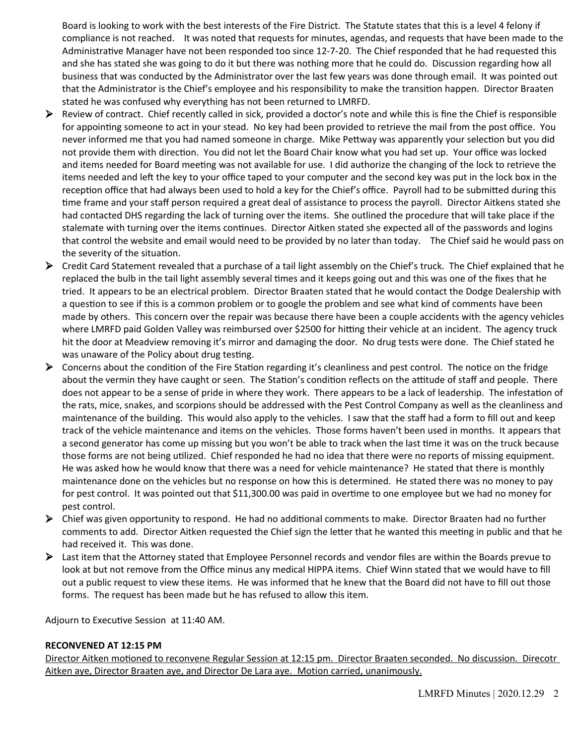Board is looking to work with the best interests of the Fire District. The Statute states that this is a level 4 felony if compliance is not reached. It was noted that requests for minutes, agendas, and requests that have been made to the Administrative Manager have not been responded too since 12-7-20. The Chief responded that he had requested this and she has stated she was going to do it but there was nothing more that he could do. Discussion regarding how all business that was conducted by the Administrator over the last few years was done through email. It was pointed out that the Administrator is the Chief's employee and his responsibility to make the transition happen. Director Braaten stated he was confused why everything has not been returned to LMRFD.

- Review of contract. Chief recently called in sick, provided a doctor's note and while this is fine the Chief is responsible for appointing someone to act in your stead. No key had been provided to retrieve the mail from the post office. You never informed me that you had named someone in charge. Mike Pettway was apparently your selection but you did not provide them with direction. You did not let the Board Chair know what you had set up. Your office was locked and items needed for Board meeting was not available for use. I did authorize the changing of the lock to retrieve the items needed and left the key to your office taped to your computer and the second key was put in the lock box in the reception office that had always been used to hold a key for the Chief's office. Payroll had to be submitted during this time frame and your staff person required a great deal of assistance to process the payroll. Director Aitkens stated she had contacted DHS regarding the lack of turning over the items. She outlined the procedure that will take place if the stalemate with turning over the items continues. Director Aitken stated she expected all of the passwords and logins that control the website and email would need to be provided by no later than today. The Chief said he would pass on the severity of the situation.
- Credit Card Statement revealed that a purchase of a tail light assembly on the Chief's truck. The Chief explained that he replaced the bulb in the tail light assembly several times and it keeps going out and this was one of the fixes that he tried. It appears to be an electrical problem. Director Braaten stated that he would contact the Dodge Dealership with a question to see if this is a common problem or to google the problem and see what kind of comments have been made by others. This concern over the repair was because there have been a couple accidents with the agency vehicles where LMRFD paid Golden Valley was reimbursed over $2500 for hitting their vehicle at an incident. The agency truck hit the door at Meadview removing it's mirror and damaging the door. No drug tests were done. The Chief stated he was unaware of the Policy about drug testing.
- Concerns about the condition of the Fire Station regarding it's cleanliness and pest control. The notice on the fridge about the vermin they have caught or seen. The Station's condition reflects on the attitude of staff and people. There does not appear to be a sense of pride in where they work. There appears to be a lack of leadership. The infestation of the rats, mice, snakes, and scorpions should be addressed with the Pest Control Company as well as the cleanliness and maintenance of the building. This would also apply to the vehicles. I saw that the staff had a form to fill out and keep track of the vehicle maintenance and items on the vehicles. Those forms haven't been used in months. It appears that a second generator has come up missing but you won't be able to track when the last time it was on the truck because those forms are not being utilized. Chief responded he had no idea that there were no reports of missing equipment. He was asked how he would know that there was a need for vehicle maintenance? He stated that there is monthly maintenance done on the vehicles but no response on how this is determined. He stated there was no money to pay for pest control. It was pointed out that $11,300.00 was paid in overtime to one employee but we had no money for pest control.
- Chief was given opportunity to respond. He had no additional comments to make. Director Braaten had no further comments to add. Director Aitken requested the Chief sign the letter that he wanted this meeting in public and that he had received it. This was done.
- Last item that the Attorney stated that Employee Personnel records and vendor files are within the Boards prevue to look at but not remove from the Office minus any medical HIPPA items. Chief Winn stated that we would have to fill out a public request to view these items. He was informed that he knew that the Board did not have to fill out those forms. The request has been made but he has refused to allow this item.

Adjourn to Executive Session at 11:40 AM.

**RECONVENED AT 12:15 PM**

Director Aitken motioned to reconvene Regular Session at 12:15 pm. Director Braaten seconded. No discussion. Direcotr Aitken aye, Director Braaten aye, and Director De Lara aye. Motion carried, unanimously.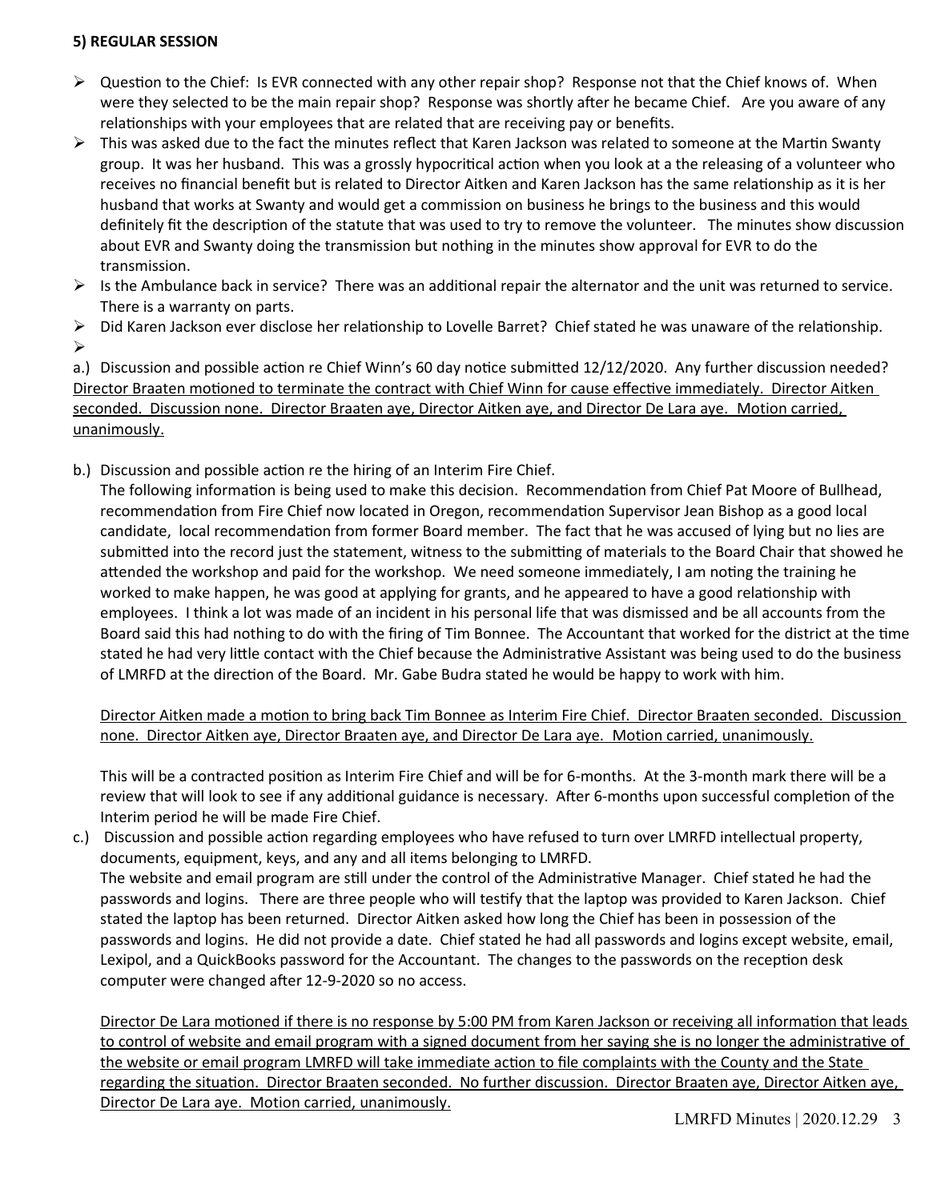**5) REGULAR SESSION**

- Question to the Chief: Is EVR connected with any other repair shop? Response not that the Chief knows of. When were they selected to be the main repair shop? Response was shortly after he became Chief. Are you aware of any relationships with your employees that are related that are receiving pay or benefits.
- This was asked due to the fact the minutes reflect that Karen Jackson was related to someone at the Martin Swanty group. It was her husband. This was a grossly hypocritical action when you look at a the releasing of a volunteer who receives no financial benefit but is related to Director Aitken and Karen Jackson has the same relationship as it is her husband that works at Swanty and would get a commission on business he brings to the business and this would definitely fit the description of the statute that was used to try to remove the volunteer. The minutes show discussion about EVR and Swanty doing the transmission but nothing in the minutes show approval for EVR to do the transmission.
- Is the Ambulance back in service? There was an additional repair the alternator and the unit was returned to service. There is a warranty on parts.
- Did Karen Jackson ever disclose her relationship to Lovelle Barret? Chief stated he was unaware of the relationship.
- 

a.) Discussion and possible action re Chief Winn's 60 day notice submitted 12/12/2020. Any further discussion needed? <u>Director Braaten motioned to terminate the contract with Chief Winn for cause effective immediately. Director Aitken seconded. Discussion none. Director Braaten aye, Director Aitken aye, and Director De Lara aye. Motion carried, unanimously.</u>

b.) Discussion and possible action re the hiring of an Interim Fire Chief.
The following information is being used to make this decision. Recommendation from Chief Pat Moore of Bullhead, recommendation from Fire Chief now located in Oregon, recommendation Supervisor Jean Bishop as a good local candidate, local recommendation from former Board member. The fact that he was accused of lying but no lies are submitted into the record just the statement, witness to the submitting of materials to the Board Chair that showed he attended the workshop and paid for the workshop. We need someone immediately, I am noting the training he worked to make happen, he was good at applying for grants, and he appeared to have a good relationship with employees. I think a lot was made of an incident in his personal life that was dismissed and be all accounts from the Board said this had nothing to do with the firing of Tim Bonnee. The Accountant that worked for the district at the time stated he had very little contact with the Chief because the Administrative Assistant was being used to do the business of LMRFD at the direction of the Board. Mr. Gabe Budra stated he would be happy to work with him.

<u>Director Aitken made a motion to bring back Tim Bonnee as Interim Fire Chief. Director Braaten seconded. Discussion none. Director Aitken aye, Director Braaten aye, and Director De Lara aye. Motion carried, unanimously.</u>

This will be a contracted position as Interim Fire Chief and will be for 6-months. At the 3-month mark there will be a review that will look to see if any additional guidance is necessary. After 6-months upon successful completion of the Interim period he will be made Fire Chief.

c.) Discussion and possible action regarding employees who have refused to turn over LMRFD intellectual property, documents, equipment, keys, and any and all items belonging to LMRFD.
The website and email program are still under the control of the Administrative Manager. Chief stated he had the passwords and logins. There are three people who will testify that the laptop was provided to Karen Jackson. Chief stated the laptop has been returned. Director Aitken asked how long the Chief has been in possession of the passwords and logins. He did not provide a date. Chief stated he had all passwords and logins except website, email, Lexipol, and a QuickBooks password for the Accountant. The changes to the passwords on the reception desk computer were changed after 12-9-2020 so no access.

<u>Director De Lara motioned if there is no response by 5:00 PM from Karen Jackson or receiving all information that leads to control of website and email program with a signed document from her saying she is no longer the administrative of the website or email program LMRFD will take immediate action to file complaints with the County and the State regarding the situation. Director Braaten seconded. No further discussion. Director Braaten aye, Director Aitken aye, Director De Lara aye. Motion carried, unanimously.</u>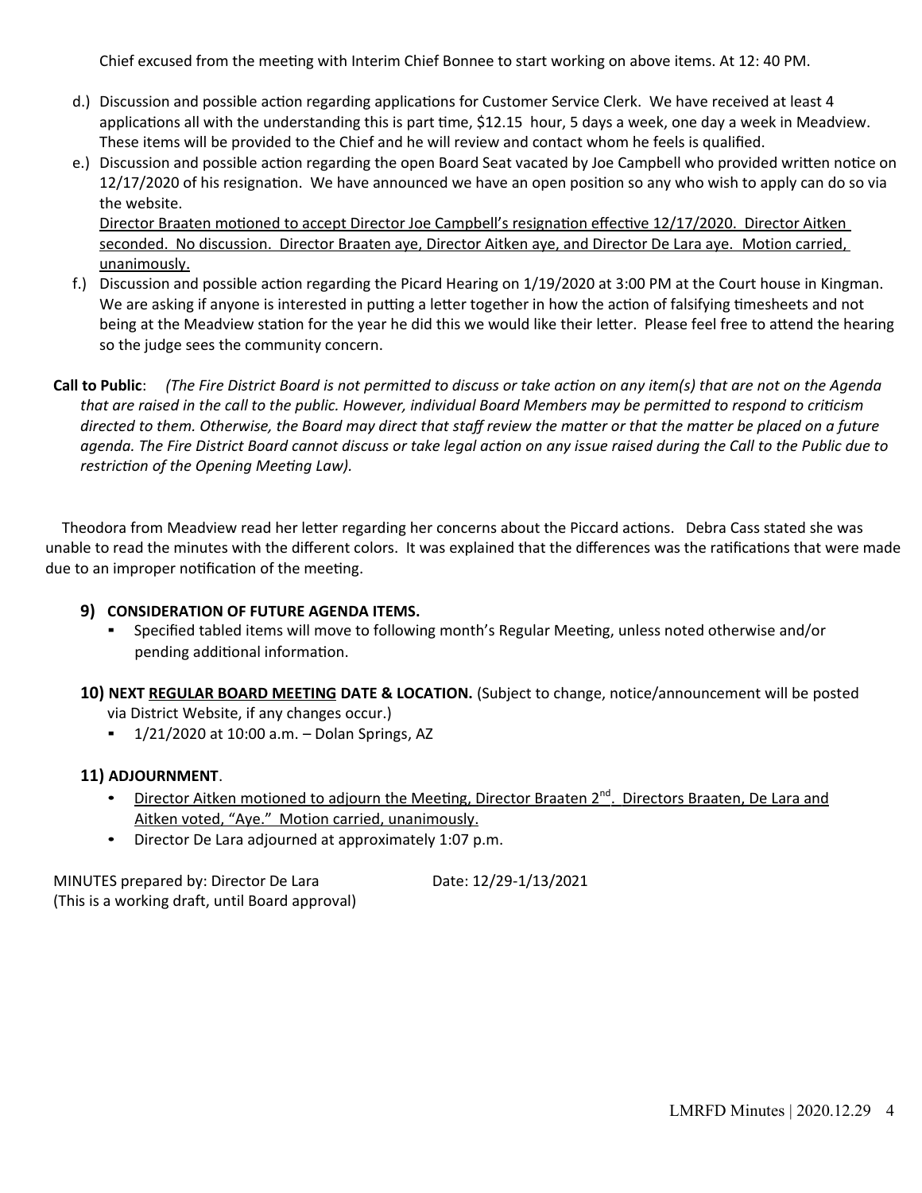Chief excused from the meeting with Interim Chief Bonnee to start working on above items. At 12: 40 PM.

d.) Discussion and possible action regarding applications for Customer Service Clerk. We have received at least 4 applications all with the understanding this is part time, $12.15 hour, 5 days a week, one day a week in Meadview. These items will be provided to the Chief and he will review and contact whom he feels is qualified.

e.) Discussion and possible action regarding the open Board Seat vacated by Joe Campbell who provided written notice on 12/17/2020 of his resignation. We have announced we have an open position so any who wish to apply can do so via the website.
<u>Director Braaten motioned to accept Director Joe Campbell's resignation effective 12/17/2020. Director Aitken seconded. No discussion. Director Braaten aye, Director Aitken aye, and Director De Lara aye. Motion carried, unanimously.</u>

f.) Discussion and possible action regarding the Picard Hearing on 1/19/2020 at 3:00 PM at the Court house in Kingman. We are asking if anyone is interested in putting a letter together in how the action of falsifying timesheets and not being at the Meadview station for the year he did this we would like their letter. Please feel free to attend the hearing so the judge sees the community concern.

**Call to Public**: *(The Fire District Board is not permitted to discuss or take action on any item(s) that are not on the Agenda that are raised in the call to the public. However, individual Board Members may be permitted to respond to criticism directed to them. Otherwise, the Board may direct that staff review the matter or that the matter be placed on a future agenda. The Fire District Board cannot discuss or take legal action on any issue raised during the Call to the Public due to restriction of the Opening Meeting Law).*

Theodora from Meadview read her letter regarding her concerns about the Piccard actions. Debra Cass stated she was unable to read the minutes with the different colors. It was explained that the differences was the ratifications that were made due to an improper notification of the meeting.

**9) CONSIDERATION OF FUTURE AGENDA ITEMS.**

- Specified tabled items will move to following month's Regular Meeting, unless noted otherwise and/or pending additional information.

**10) NEXT <u>REGULAR BOARD MEETING</u> DATE & LOCATION.** (Subject to change, notice/announcement will be posted via District Website, if any changes occur.)

- 1/21/2020 at 10:00 a.m. – Dolan Springs, AZ

**11) ADJOURNMENT**.

- <u>Director Aitken motioned to adjourn the Meeting, Director Braaten 2nd. Directors Braaten, De Lara and Aitken voted, "Aye." Motion carried, unanimously.</u>
- Director De Lara adjourned at approximately 1:07 p.m.

MINUTES prepared by: Director De Lara Date: 12/29-1/13/2021
(This is a working draft, until Board approval)